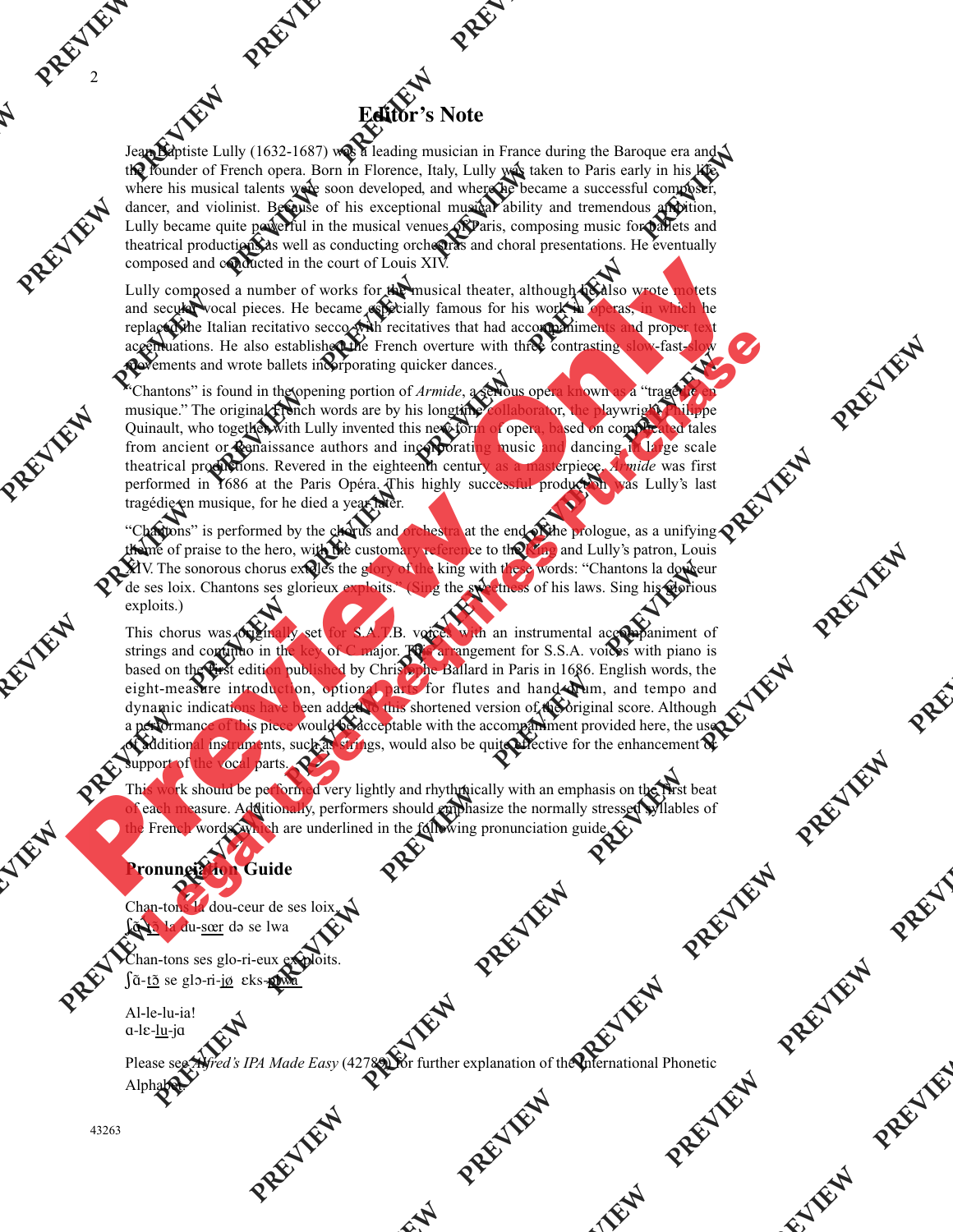# Editor's Note

Jean-Baptiste Lully (1632-1687) was a leading musician in France during the Baroque era and the founder of French opera. Born in Florence, Italy, Lully was taken to Paris early in his life where his musical talents were soon developed, and where he became a successful composer, dancer, and violinist. Because of his exceptional musical ability and tremendous ambition, Lully became quite powerful in the musical venues of Paris, composing music for ballets and theatrical productions, as well as conducting orchestras and choral presentations. He eventually composed and conducted in the court of Louis XIV.

Lully composed a number of works for the musical theater, although he also wrote motets and secular vocal pieces. He became especially famous for his work in operas, in which he replaced the Italian recitativo secco with recitatives that had accompaniments and proper text accentuations. He also established the French overture with three contrasting slow-fast-slow movements and wrote ballets incorporating quicker dances.

"Chantons" is found in the opening portion of *Armide*, a serious opera known as a "tragédie en musique." The original French words are by his longtime collaborator, the playwright Philippe Quinault, who together with Lully invented this new form of opera, based on complicated tales from ancient or Renaissance authors and incorporating music and dancing in large scale theatrical productions. Revered in the eighteenth century as a masterpiece, *Armide* was first performed in 1686 at the Paris Opéra. This highly successful production was Lully's last tragédie en musique, for he died a year later.

"Chantons" is performed by the chorus and orchestra at the end of the prologue, as a unifying theme of praise to the hero, with the customary reference to the king and Lully's patron, Louis XIV. The sonorous chorus extoles the glory of the king with these words: "Chantons la douceur de ses loix. Chantons ses glorieux exploits." (Sing the sweetness of his laws. Sing his glorious exploits.)

This chorus was originally set for S.A.T.B. voices with an instrumental accompaniment of strings and continuo in the key of C major. This arrangement for S.S.A. voices with piano is based on the first edition published by Christophe Ballard in Paris in 1686. English words, the eight-measure introduction, optional parts for flutes and hand drum, and tempo and dynamic indications have been added to this shortened version of the original score. Although a performance of this piece would be acceptable with the accompaniment provided here, the use of additional instruments, such as strings, would also be quite effective for the enhancement or support of the vocal parts.

This work should be performed very lightly and rhythmically with an emphasis on the first beat of each measure. Additionally, performers should emphasize the normally stressed syllables of the French words, which are underlined in the following pronunciation guide.

## Pronunciation Guide

Chan-tons la dou-ceur de ses loix.
ʃɑ̃-tɔ̃ la du-sœr də se lwa

Chan-tons ses glo-ri-eux ex-ploits.
ʃɑ̃-tɔ̃ se glɔ-ri-jø ɛks-plwa

Al-le-lu-ia!
ɑ-lɛ-lu-jɑ

Please see *Alfred's IPA Made Easy* (42789) for further explanation of the International Phonetic Alphabet.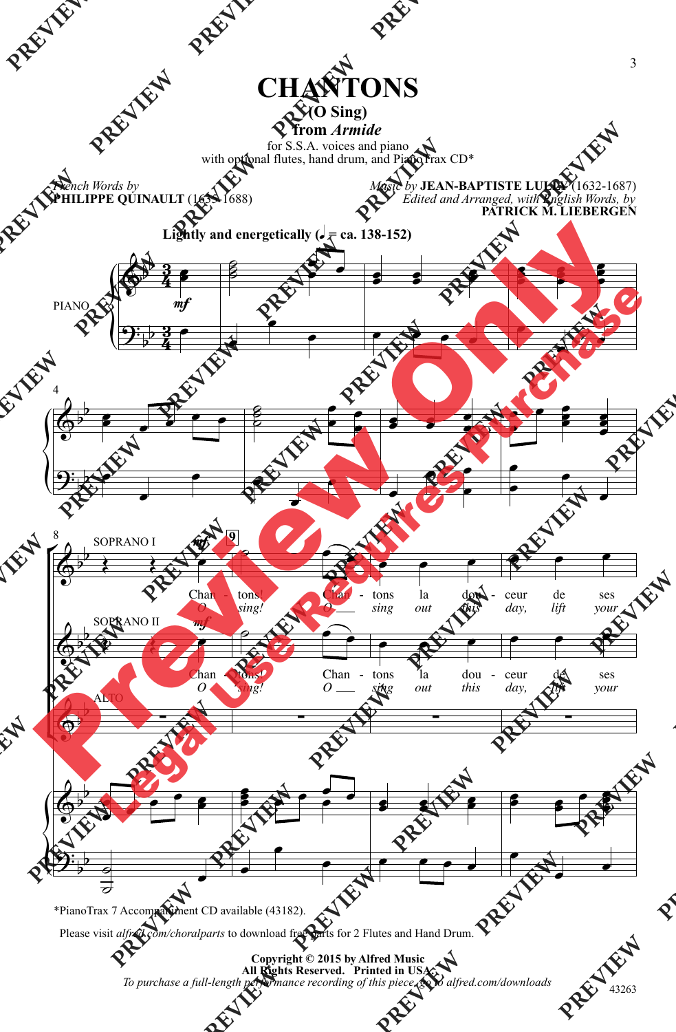# CHANTONS

### (O Sing)

### from *Armide*

for S.S.A. voices and piano
with optional flutes, hand drum, and PianoTrax CD*

*French Words by*
**PHILIPPE QUINAULT** (1635-1688)

*Music by* **JEAN-BAPTISTE LULLY** (1632-1687)
*Edited and Arranged, with English Words, by*
**PATRICK M. LIEBERGEN**

**Lightly and energetically (♩ = ca. 138-152)**

PIANO

*mf*

SOPRANO I

*mf*

Chan - tons! Chan - tons la dou - ceur de ses
*O sing! O sing out this day, lift your*

SOPRANO II

*mf*

Chan - tons! Chan - tons la dou - ceur de ses
*O sing! O sing out this day, lift your*

ALTO

*PianoTrax 7 Accompaniment CD available (43182).

Please visit *alfred.com/choralparts* to download free parts for 2 Flutes and Hand Drum.

**Copyright © 2015 by Alfred Music**
**All Rights Reserved. Printed in USA.**
*To purchase a full-length performance recording of this piece, go to alfred.com/downloads*

43263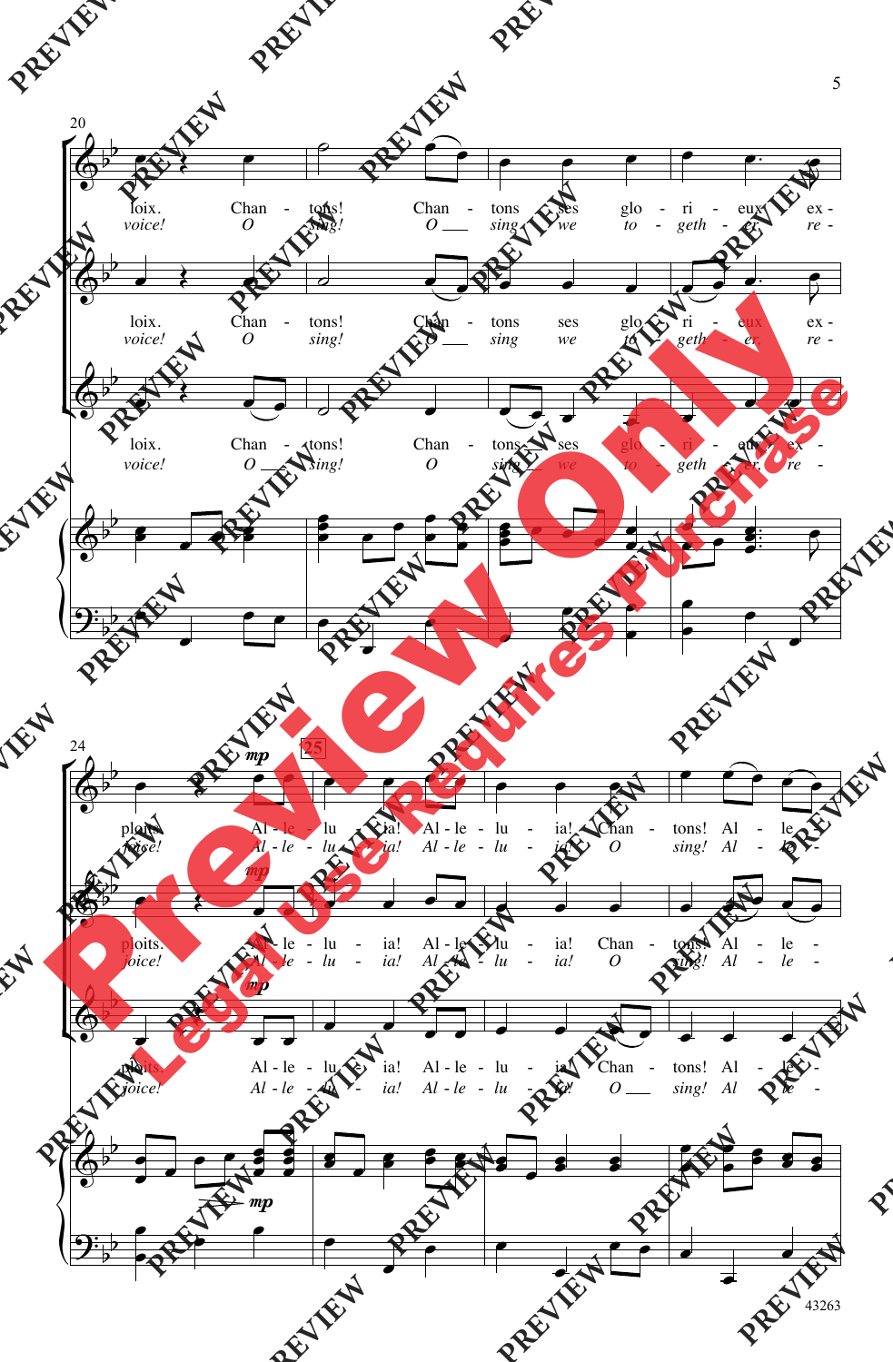20

loix. Chan - tons! Chan - tons ses glo - ri - eux ex -
*voice! O sing! O sing we to - geth - er, re -*

24 *mp* 25

ploits. Al - le - lu - ia! Al - le - lu - ia! Chan - tons! Al - le -
*joice! Al - le - lu - ia! Al - le - lu - ia! O sing! Al - le -*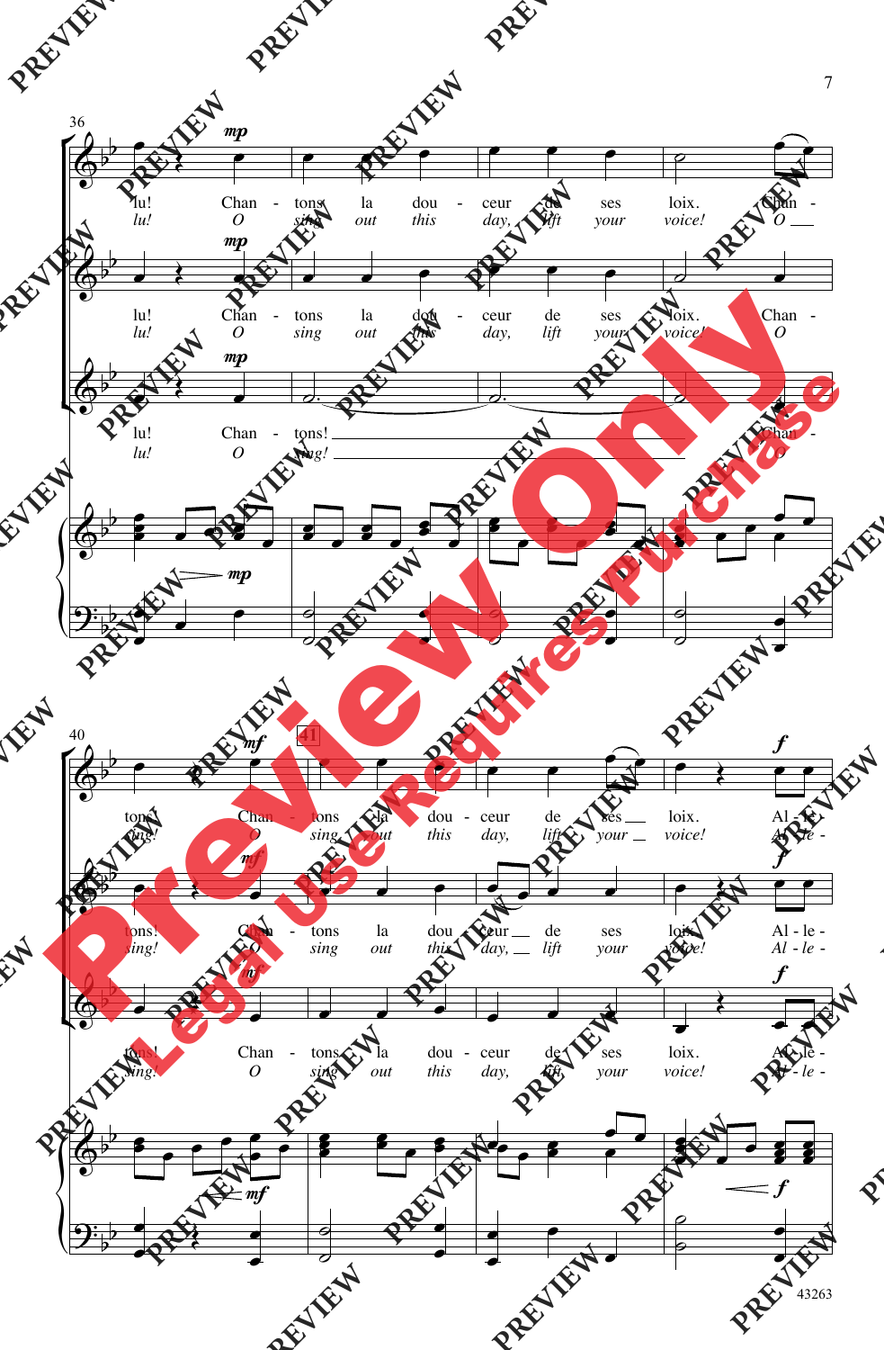36

lu! Chan - tons la dou - ceur de ses loix. Chan -
*lu! O sing out this day, lift your voice! O*

lu! Chan - tons la dou - ceur de ses loix. Chan -
*lu! O sing out this day, lift your voice! O*

lu! Chan - tons! Chan -
*lu! O sing! O*

40

tons! Chan - tons la dou - ceur de ses loix. Al - le -
*sing! O sing out this day, lift your voice! Al - le -*

tons! Chan - tons la dou - ceur de ses loix. Al - le -
*sing! O sing out this day, lift your voice! Al - le -*

tons! Chan - tons la dou - ceur de ses loix. Al - le -
*sing! O sing out this day, lift your voice! Al - le -*

43263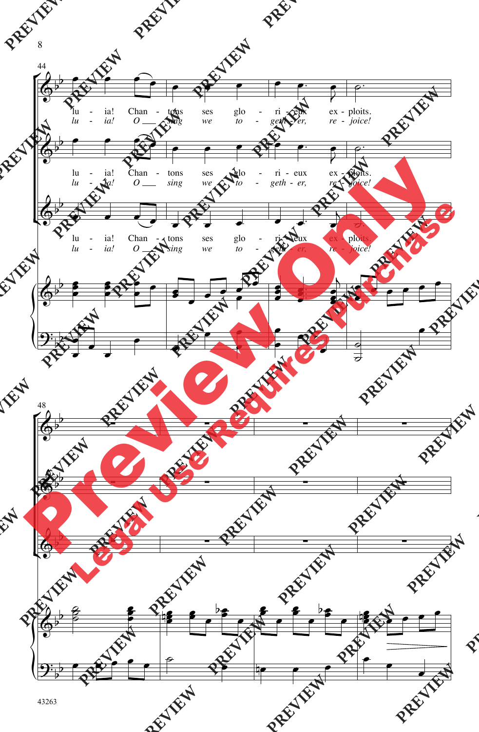lu - ia! Chan - tons ses glo - ri - eux ex - ploits.

*lu - ia! O ___ sing we to - geth - er, re - joice!*

lu - ia! Chan - tons ses glo - ri - eux ex - ploits.

*lu - ia! O ___ sing we to - geth - er, re - joice!*

lu - ia! Chan - tons ses glo - ri - eux ex - ploits.

*lu - ia! O ___ sing we to - geth - er, re - joice!*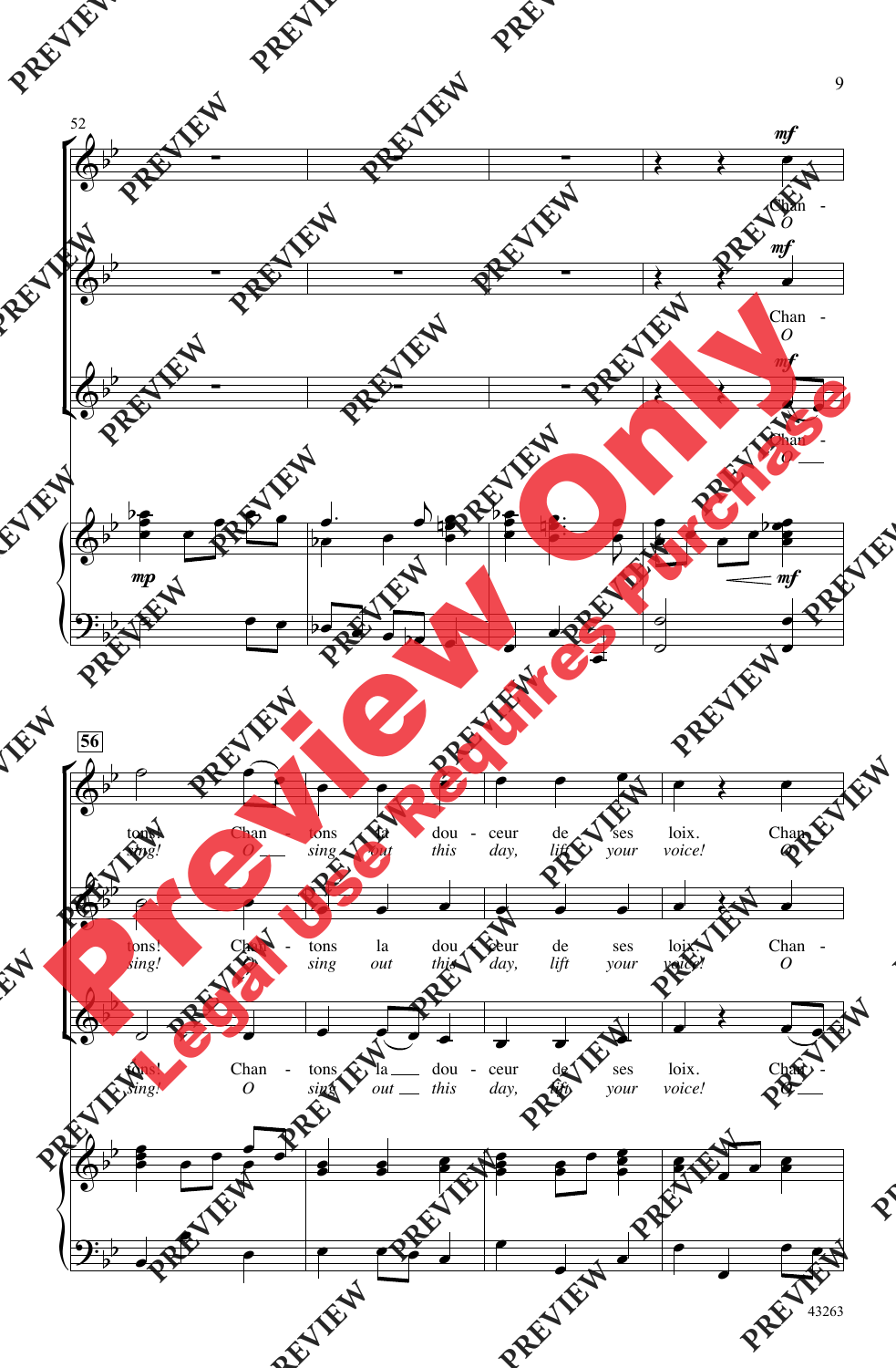Chan - tons! Chan - tons la dou - ceur de ses loix. Chan -

*O sing! O sing out this day, lift your voice! O*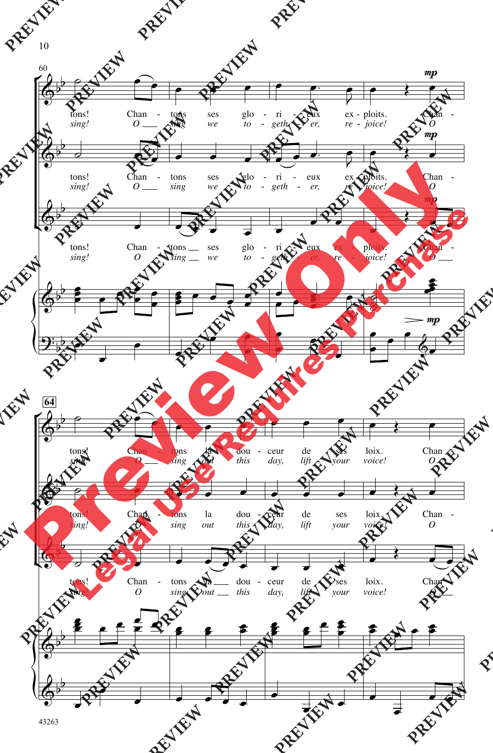60

tons! Chan - tons ses glo - ri - eux ex - ploits. Chan -
*sing! O sing we to - geth - er, re - joice! O*

tons! Chan - tons ses glo - ri - eux ex - ploits. Chan -
*sing! O sing we to - geth - er, re - joice! O*

tons! Chan - tons ses glo - ri - eux ex - ploits. Chan -
*sing! O sing we to - geth - er, re - joice! O*

*mp*

64

tons! Chan - tons la dou - ceur de ses loix. Chan
*sing! O sing out this day, lift your voice! O*

tons! Chan - tons la dou - ceur de ses loix. Chan -
*sing! O sing out this day, lift your voice! O*

tons! Chan - tons la dou - ceur de ses loix. Chan
*sing! O sing out this day, lift your voice! O*

43263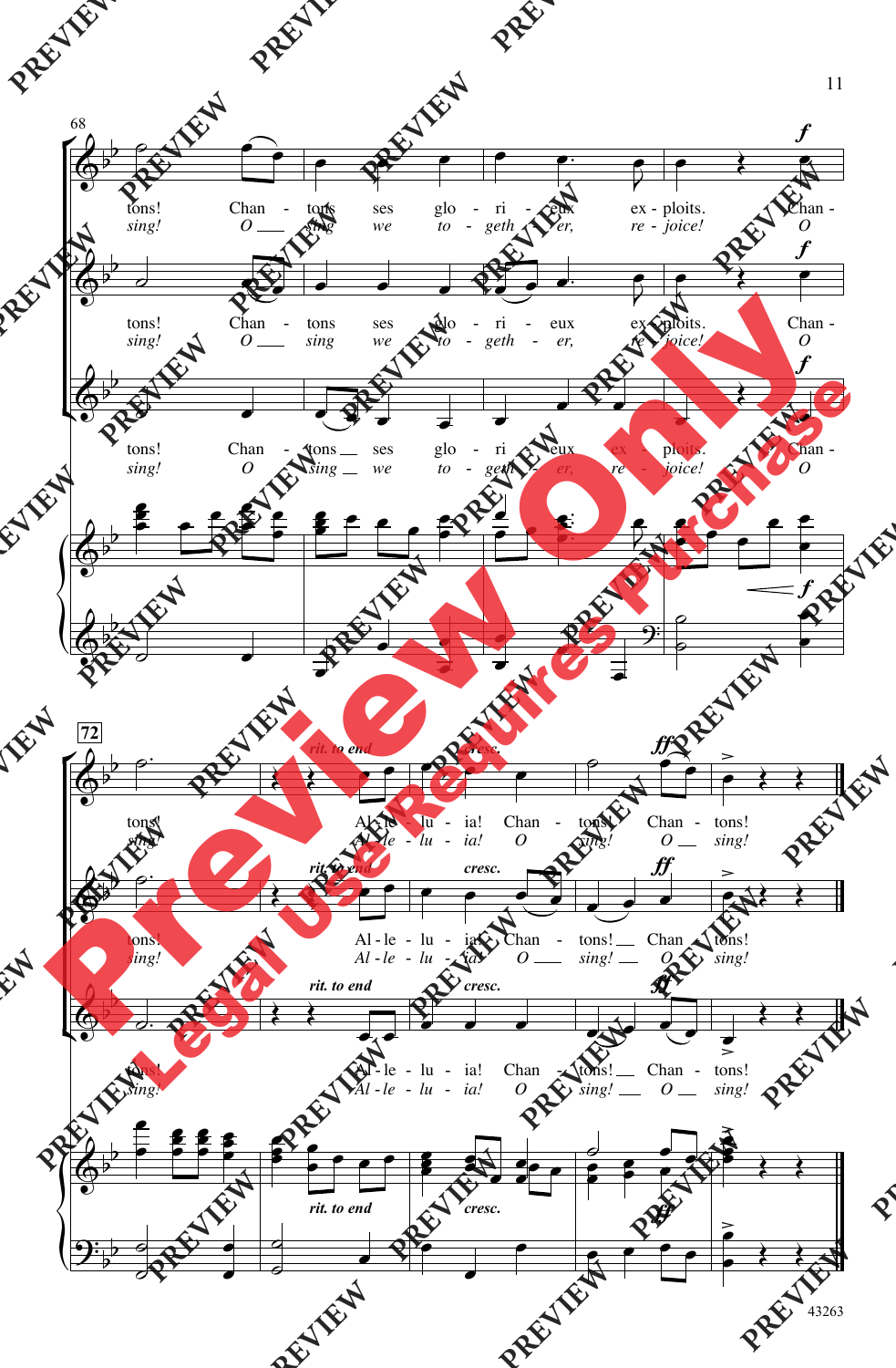68

tons! Chan - tons ses glo - ri - eux ex - ploits. Chan -
*sing! O sing we to - geth - er, re - joice! O*

tons! Chan - tons ses glo - ri - eux ex - ploits. Chan -
*sing! O sing we to - geth - er, re - joice! O*

tons! Chan - tons ses glo - ri - eux ex - ploits. Chan -
*sing! O sing we to - geth - er, re - joice! O*

72

*rit. to end* *cresc.*

tons! Al - le - lu - ia! Chan - tons! Chan - tons!
*sing! Al - le - lu - ia! O sing! O sing!*

tons! Al - le - lu - ia! Chan - tons! Chan - tons!
*sing! Al - le - lu - ia! O sing! O sing!*

tons! Al - le - lu - ia! Chan - tons! Chan - tons!
*sing! Al - le - lu - ia! O sing! O sing!*

43263